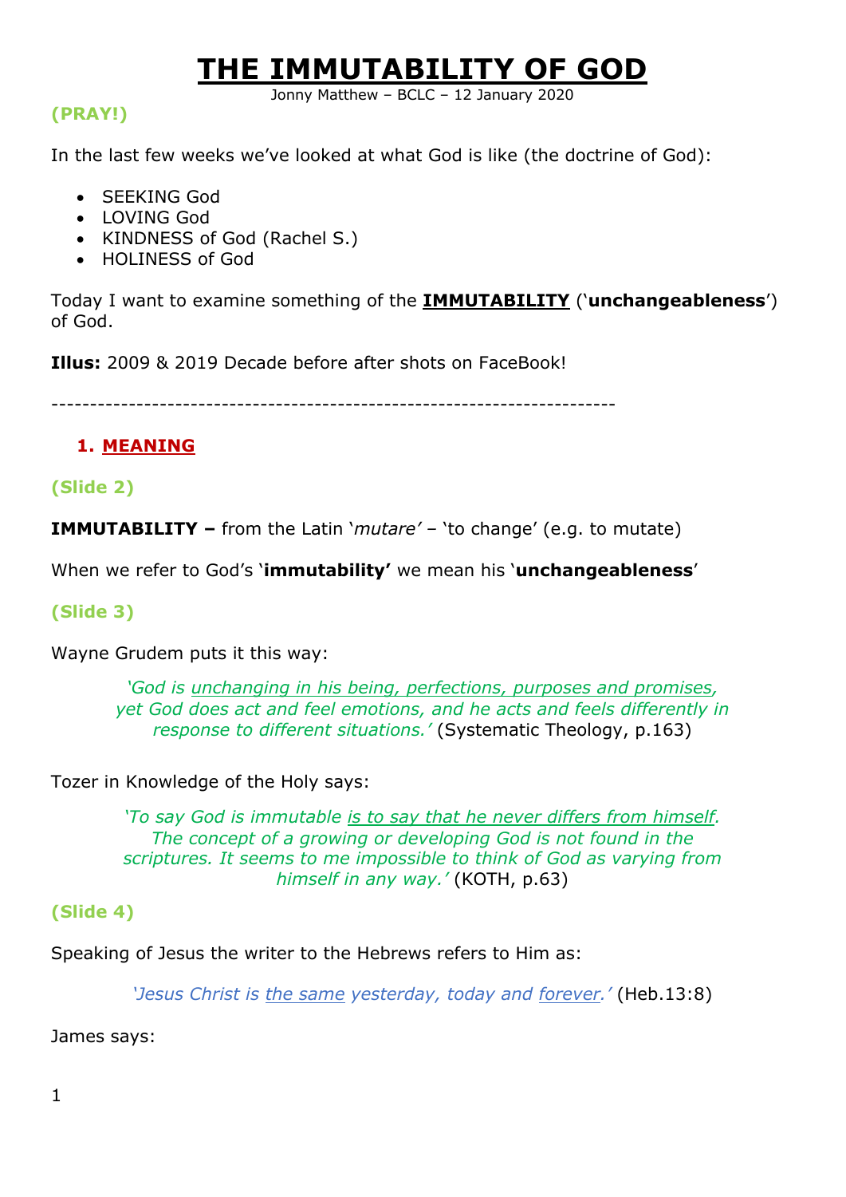# THE IMMUTABILITY OF GOD

Jonny Matthew – BCLC – 12 January 2020

**(PRAY!)**

In the last few weeks we've looked at what God is like (the doctrine of God):

- SEEKING God
- LOVING God
- KINDNESS of God (Rachel S.)
- HOLINESS of God

Today I want to examine something of the **IMMUTABILITY** ('**unchangeableness**') of God.

**Illus:** 2009 & 2019 Decade before after shots on FaceBook!

---

## 1. MEANING

**(Slide 2)**

**IMMUTABILITY –** from the Latin '*mutare*' – 'to change' (e.g. to mutate)

When we refer to God's '**immutability'** we mean his '**unchangeableness**'

**(Slide 3)**

Wayne Grudem puts it this way:

> *'God is unchanging in his being, perfections, purposes and promises, yet God does act and feel emotions, and he acts and feels differently in response to different situations.'* (Systematic Theology, p.163)

Tozer in Knowledge of the Holy says:

> *'To say God is immutable is to say that he never differs from himself. The concept of a growing or developing God is not found in the scriptures. It seems to me impossible to think of God as varying from himself in any way.'* (KOTH, p.63)

**(Slide 4)**

Speaking of Jesus the writer to the Hebrews refers to Him as:

> *'Jesus Christ is the same yesterday, today and forever.'* (Heb.13:8)

James says: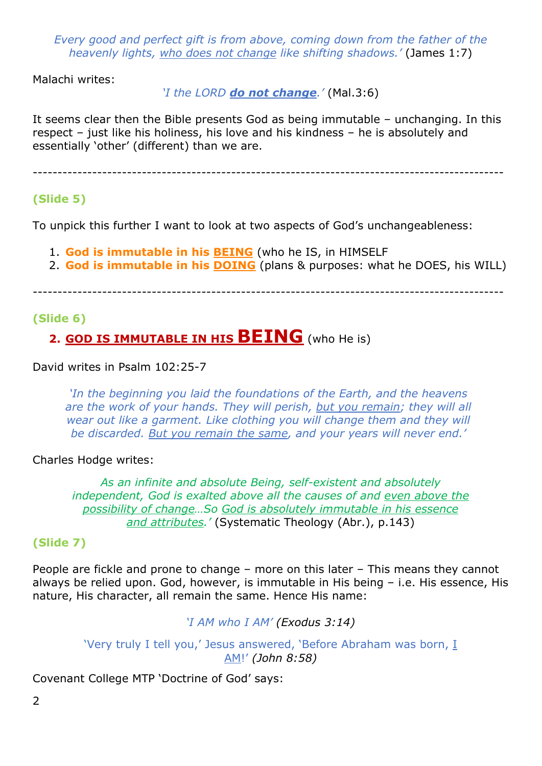*Every good and perfect gift is from above, coming down from the father of the heavenly lights, who does not change like shifting shadows.'* (James 1:7)

Malachi writes:

*'I the LORD* ***do not change****.'* (Mal.3:6)

It seems clear then the Bible presents God as being immutable – unchanging. In this respect – just like his holiness, his love and his kindness – he is absolutely and essentially 'other' (different) than we are.

---

**(Slide 5)**

To unpick this further I want to look at two aspects of God's unchangeableness:

1. **God is immutable in his BEING** (who he IS, in HIMSELF
2. **God is immutable in his DOING** (plans & purposes: what he DOES, his WILL)

---

**(Slide 6)**

## 2. GOD IS IMMUTABLE IN HIS BEING (who He is)

David writes in Psalm 102:25-7

> *'In the beginning you laid the foundations of the Earth, and the heavens are the work of your hands. They will perish, but you remain; they will all wear out like a garment. Like clothing you will change them and they will be discarded. But you remain the same, and your years will never end.'*

Charles Hodge writes:

> *As an infinite and absolute Being, self-existent and absolutely independent, God is exalted above all the causes of and even above the possibility of change…So God is absolutely immutable in his essence and attributes.'* (Systematic Theology (Abr.), p.143)

**(Slide 7)**

People are fickle and prone to change – more on this later – This means they cannot always be relied upon. God, however, is immutable in His being – i.e. His essence, His nature, His character, all remain the same. Hence His name:

*'I AM who I AM' (Exodus 3:14)*

'Very truly I tell you,' Jesus answered, 'Before Abraham was born, I AM!' *(John 8:58)*

Covenant College MTP 'Doctrine of God' says: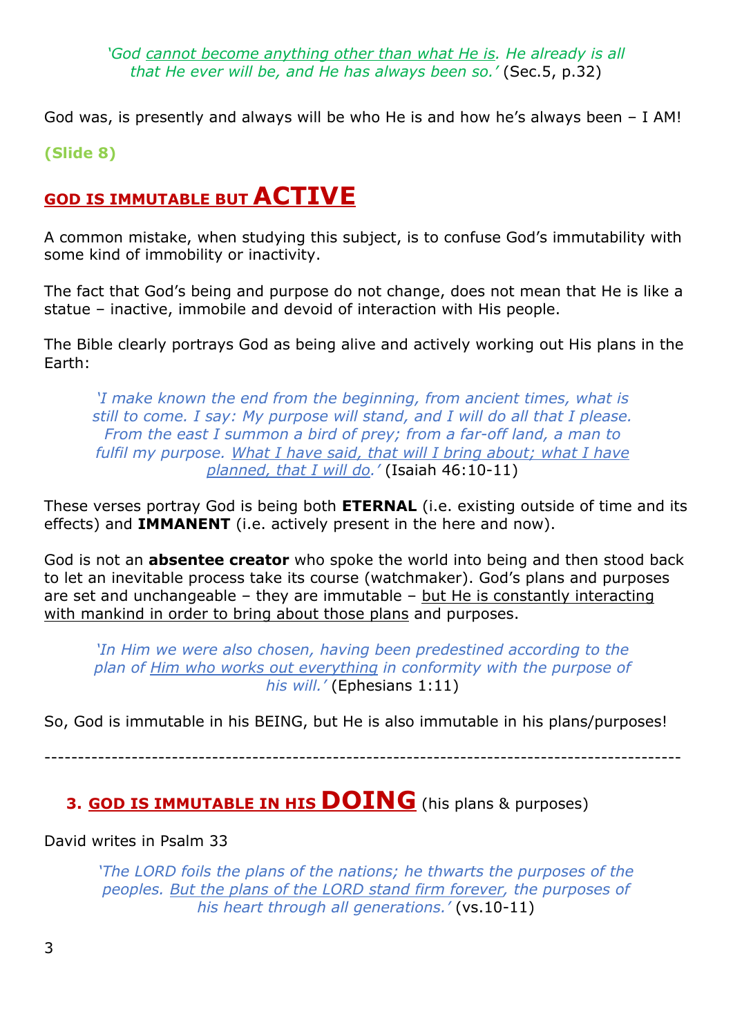*'God <u>cannot become anything other than what He is</u>. He already is all that He ever will be, and He has always been so.'* (Sec.5, p.32)

God was, is presently and always will be who He is and how he's always been – I AM!

**(Slide 8)**

## <u>GOD IS IMMUTABLE BUT ACTIVE</u>

A common mistake, when studying this subject, is to confuse God's immutability with some kind of immobility or inactivity.

The fact that God's being and purpose do not change, does not mean that He is like a statue – inactive, immobile and devoid of interaction with His people.

The Bible clearly portrays God as being alive and actively working out His plans in the Earth:

> *'I make known the end from the beginning, from ancient times, what is still to come. I say: My purpose will stand, and I will do all that I please. From the east I summon a bird of prey; from a far-off land, a man to fulfil my purpose. <u>What I have said, that will I bring about; what I have planned, that I will do</u>.'* (Isaiah 46:10-11)

These verses portray God is being both **ETERNAL** (i.e. existing outside of time and its effects) and **IMMANENT** (i.e. actively present in the here and now).

God is not an **absentee creator** who spoke the world into being and then stood back to let an inevitable process take its course (watchmaker). God's plans and purposes are set and unchangeable – they are immutable – <u>but He is constantly interacting with mankind in order to bring about those plans</u> and purposes.

> *'In Him we were also chosen, having been predestined according to the plan of <u>Him who works out everything</u> in conformity with the purpose of his will.'* (Ephesians 1:11)

So, God is immutable in his BEING, but He is also immutable in his plans/purposes!

---

## 3. <u>GOD IS IMMUTABLE IN HIS DOING</u> (his plans & purposes)

David writes in Psalm 33

> *'The LORD foils the plans of the nations; he thwarts the purposes of the peoples. <u>But the plans of the LORD stand firm forever</u>, the purposes of his heart through all generations.'* (vs.10-11)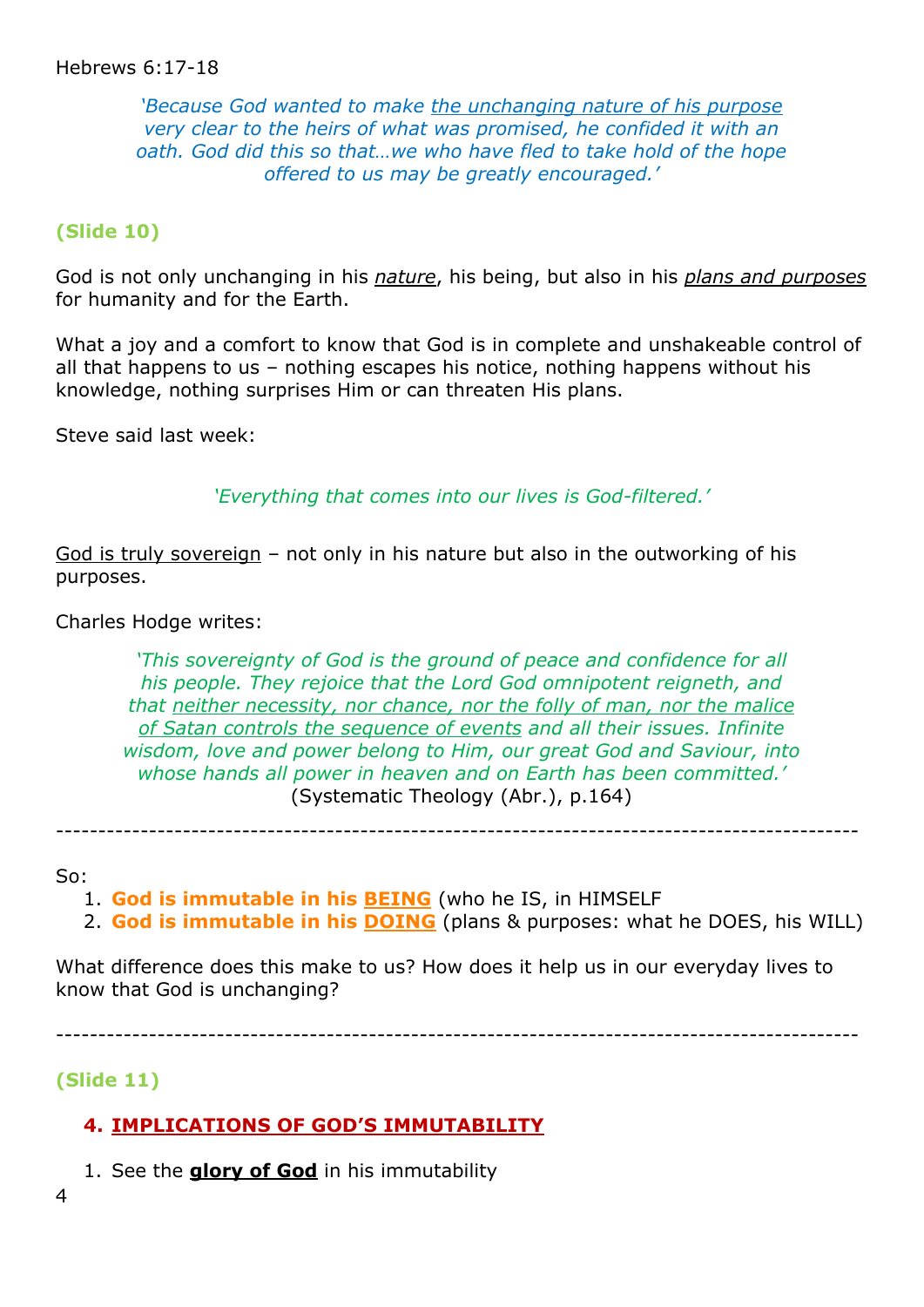Hebrews 6:17-18

> *'Because God wanted to make the unchanging nature of his purpose very clear to the heirs of what was promised, he confided it with an oath. God did this so that…we who have fled to take hold of the hope offered to us may be greatly encouraged.'*

**(Slide 10)**

God is not only unchanging in his *nature*, his being, but also in his *plans and purposes* for humanity and for the Earth.

What a joy and a comfort to know that God is in complete and unshakeable control of all that happens to us – nothing escapes his notice, nothing happens without his knowledge, nothing surprises Him or can threaten His plans.

Steve said last week:

> *'Everything that comes into our lives is God-filtered.'*

God is truly sovereign – not only in his nature but also in the outworking of his purposes.

Charles Hodge writes:

> *'This sovereignty of God is the ground of peace and confidence for all his people. They rejoice that the Lord God omnipotent reigneth, and that neither necessity, nor chance, nor the folly of man, nor the malice of Satan controls the sequence of events and all their issues. Infinite wisdom, love and power belong to Him, our great God and Saviour, into whose hands all power in heaven and on Earth has been committed.'*
> (Systematic Theology (Abr.), p.164)

---

So:

1. **God is immutable in his BEING** (who he IS, in HIMSELF
2. **God is immutable in his DOING** (plans & purposes: what he DOES, his WILL)

What difference does this make to us? How does it help us in our everyday lives to know that God is unchanging?

---

**(Slide 11)**

## 4. IMPLICATIONS OF GOD'S IMMUTABILITY

1. See the **glory of God** in his immutability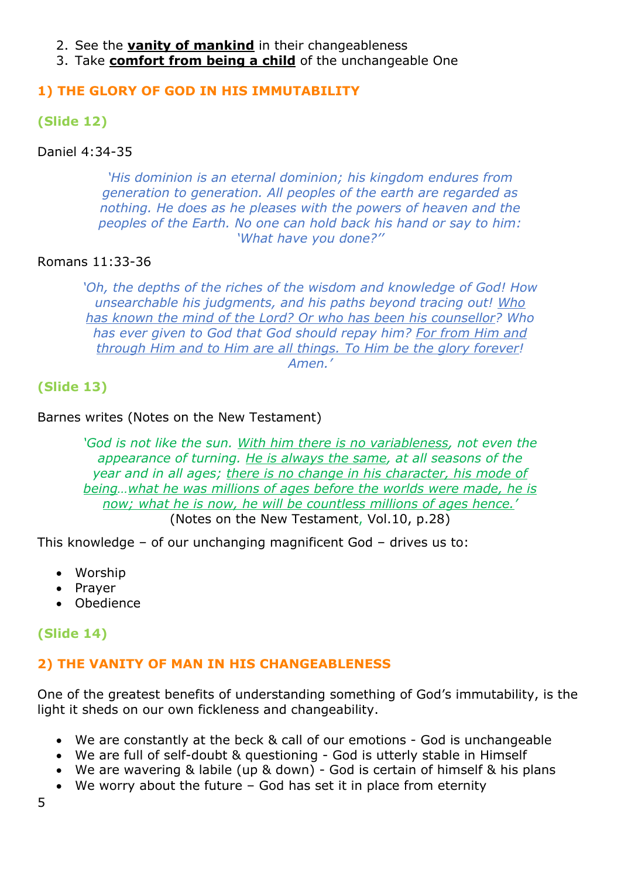2. See the **<u>vanity of mankind</u>** in their changeableness
3. Take **<u>comfort from being a child</u>** of the unchangeable One

## 1) THE GLORY OF GOD IN HIS IMMUTABILITY

**(Slide 12)**

Daniel 4:34-35

> *'His dominion is an eternal dominion; his kingdom endures from generation to generation. All peoples of the earth are regarded as nothing. He does as he pleases with the powers of heaven and the peoples of the Earth. No one can hold back his hand or say to him: 'What have you done?''*

Romans 11:33-36

> *'Oh, the depths of the riches of the wisdom and knowledge of God! How unsearchable his judgments, and his paths beyond tracing out! <u>Who has known the mind of the Lord? Or who has been his counsellor</u>? Who has ever given to God that God should repay him? <u>For from Him and through Him and to Him are all things. To Him be the glory forever</u>! Amen.'*

**(Slide 13)**

Barnes writes (Notes on the New Testament)

> *'God is not like the sun. <u>With him there is no variableness</u>, not even the appearance of turning. <u>He is always the same</u>, at all seasons of the year and in all ages; <u>there is no change in his character, his mode of being</u>…<u>what he was millions of ages before the worlds were made, he is now; what he is now, he will be countless millions of ages hence.</u>'*
> (Notes on the New Testament, Vol.10, p.28)

This knowledge – of our unchanging magnificent God – drives us to:

- Worship
- Prayer
- Obedience

**(Slide 14)**

## 2) THE VANITY OF MAN IN HIS CHANGEABLENESS

One of the greatest benefits of understanding something of God's immutability, is the light it sheds on our own fickleness and changeability.

- We are constantly at the beck & call of our emotions - God is unchangeable
- We are full of self-doubt & questioning - God is utterly stable in Himself
- We are wavering & labile (up & down) - God is certain of himself & his plans
- We worry about the future – God has set it in place from eternity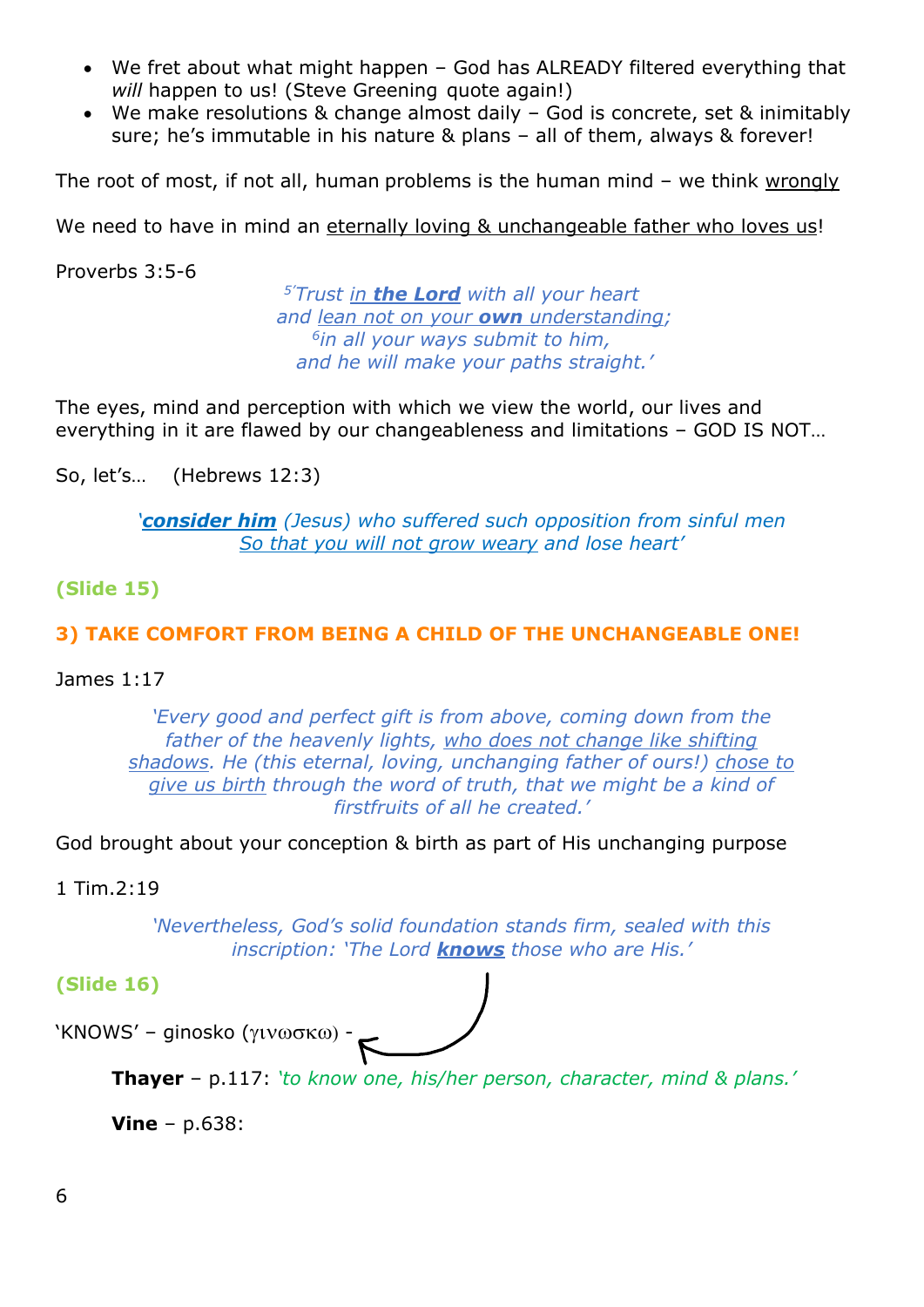- We fret about what might happen – God has ALREADY filtered everything that *will* happen to us! (Steve Greening quote again!)
- We make resolutions & change almost daily – God is concrete, set & inimitably sure; he's immutable in his nature & plans – all of them, always & forever!

The root of most, if not all, human problems is the human mind – we think <u>wrongly</u>

We need to have in mind an <u>eternally loving & unchangeable father who loves us</u>!

Proverbs 3:5-6

> *[5]'Trust <u>in **the Lord**</u> with all your heart*
> *and <u>lean not on your **own** understanding</u>;*
> *[6]in all your ways submit to him,*
> *and he will make your paths straight.'*

The eyes, mind and perception with which we view the world, our lives and everything in it are flawed by our changeableness and limitations – GOD IS NOT…

So, let's… (Hebrews 12:3)

> *'<u>**consider him**</u> (Jesus) who suffered such opposition from sinful men*
> *<u>So that you will not grow weary</u> and lose heart'*

**(Slide 15)**

### 3) TAKE COMFORT FROM BEING A CHILD OF THE UNCHANGEABLE ONE!

James 1:17

> *'Every good and perfect gift is from above, coming down from the father of the heavenly lights, <u>who does not change like shifting shadows</u>. He (this eternal, loving, unchanging father of ours!) <u>chose to give us birth</u> through the word of truth, that we might be a kind of firstfruits of all he created.'*

God brought about your conception & birth as part of His unchanging purpose

1 Tim.2:19

> *'Nevertheless, God's solid foundation stands firm, sealed with this inscription: 'The Lord <u>**knows**</u> those who are His.'*

**(Slide 16)**

'KNOWS' – ginosko (γινωσκω) -

**Thayer** – p.117: *'to know one, his/her person, character, mind & plans.'*

**Vine** – p.638: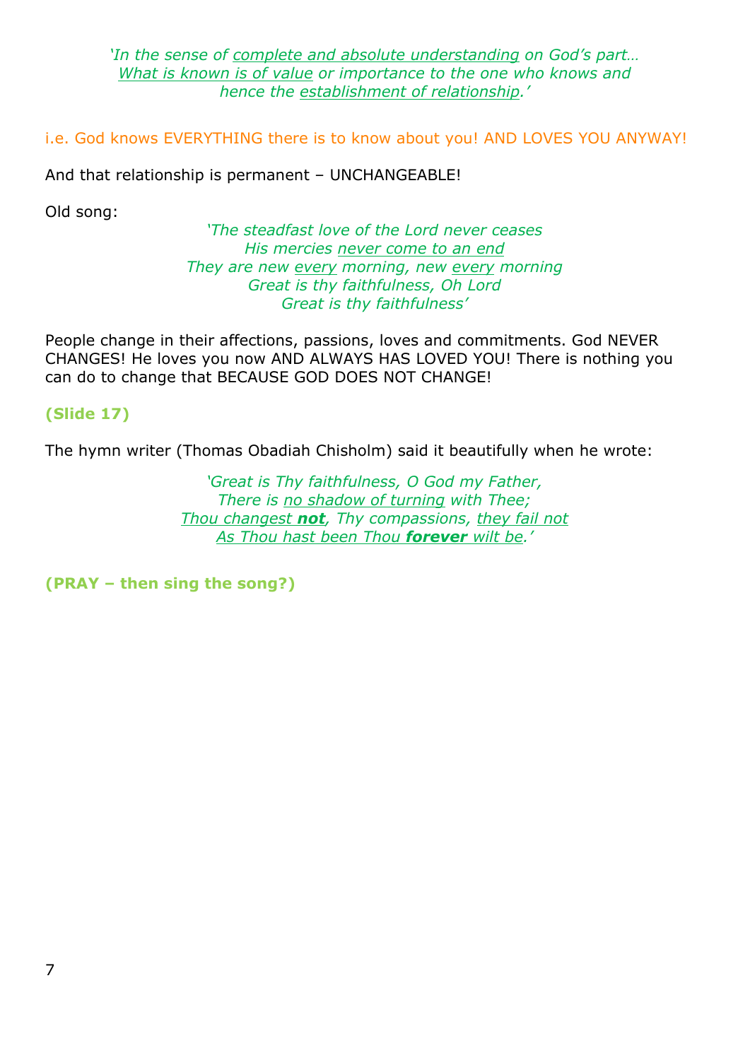*'In the sense of <u>complete and absolute understanding</u> on God's part…*
*<u>What is known is of value</u> or importance to the one who knows and*
*hence the <u>establishment of relationship</u>.'*

i.e. God knows EVERYTHING there is to know about you! AND LOVES YOU ANYWAY!

And that relationship is permanent – UNCHANGEABLE!

Old song:

*'The steadfast love of the Lord never ceases*
*His mercies <u>never come to an end</u>*
*They are new <u>every</u> morning, new <u>every</u> morning*
*Great is thy faithfulness, Oh Lord*
*Great is thy faithfulness'*

People change in their affections, passions, loves and commitments. God NEVER CHANGES! He loves you now AND ALWAYS HAS LOVED YOU! There is nothing you can do to change that BECAUSE GOD DOES NOT CHANGE!

**(Slide 17)**

The hymn writer (Thomas Obadiah Chisholm) said it beautifully when he wrote:

*'Great is Thy faithfulness, O God my Father,*
*There is <u>no shadow of turning</u> with Thee;*
*<u>Thou changest **not**</u>, Thy compassions, <u>they fail not</u>*
*<u>As Thou hast been Thou **forever** wilt be</u>.'*

**(PRAY – then sing the song?)**